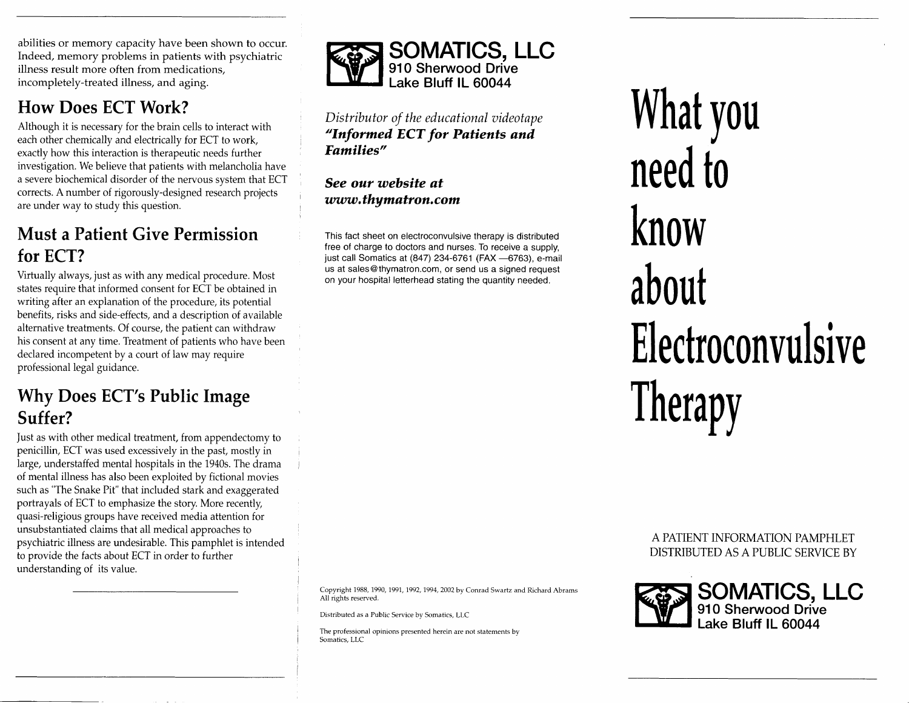abilities or memory capacity have been shown to occur. Indeed, memory problems in patients with psychiatric illness result more often from medications, incompletely-treated illness, and aging.

## How Does ECT Work?

Although it is necessary for the brain cells to interact with each other chemically and electrically for ECT to work, exactly how this interaction is therapeutic needs further investigation. We believe that patients with melancholia have a severe biochemical disorder of the nervous system that ECT corrects. A number of rigorously-designed research projects are under way to study this question.

## Must a Patient Give Permission for ECT?

Virtually always, just as with any medical procedure. Most states require that informed consent for ECT be obtained in writing after an explanation of the procedure, its potential benefits, risks and side-effects, and a description of available alternative treatments. Of course, the patient can withdraw his consent at any time. Treatment of patients who have been declared incompetent by a court of law may require professional legal guidance.

## Why Does ECT's Public Image Suffer?

Just as with other medical treatment, from appendectomy to penicillin, ECT was used excessively in the past, mostly in large, understaffed mental hospitals in the 1940s. The drama of mental illness has also been exploited by fictional movies such as "The Snake Pit" that included stark and exaggerated portrayals of ECT to emphasize the story. More recently, quasi-religious groups have received media attention for unsubstantiated claims that all medical approaches to psychiatric illness are undesirable. This pamphlet is intended to provide the facts about ECT in order to further understanding of its value.

---

**SOMATICS, LLC**
**910 Sherwood Drive**
**Lake Bluff IL 60044**

*Distributor of the educational videotape* ***"Informed ECT for Patients and Families"***

***See our website at www.thymatron.com***

This fact sheet on electroconvulsive therapy is distributed free of charge to doctors and nurses. To receive a supply, just call Somatics at (847) 234-6761 (FAX —6763), e-mail us at sales@thymatron.com, or send us a signed request on your hospital letterhead stating the quantity needed.

Copyright 1988, 1990, 1991, 1992, 1994, 2002 by Conrad Swartz and Richard Abrams
All rights reserved.

Distributed as a Public Service by Somatics, LLC

The professional opinions presented herein are not statements by Somatics, LLC

---

# What you need to know about Electroconvulsive Therapy

A PATIENT INFORMATION PAMPHLET
DISTRIBUTED AS A PUBLIC SERVICE BY

**SOMATICS, LLC**
**910 Sherwood Drive**
**Lake Bluff IL 60044**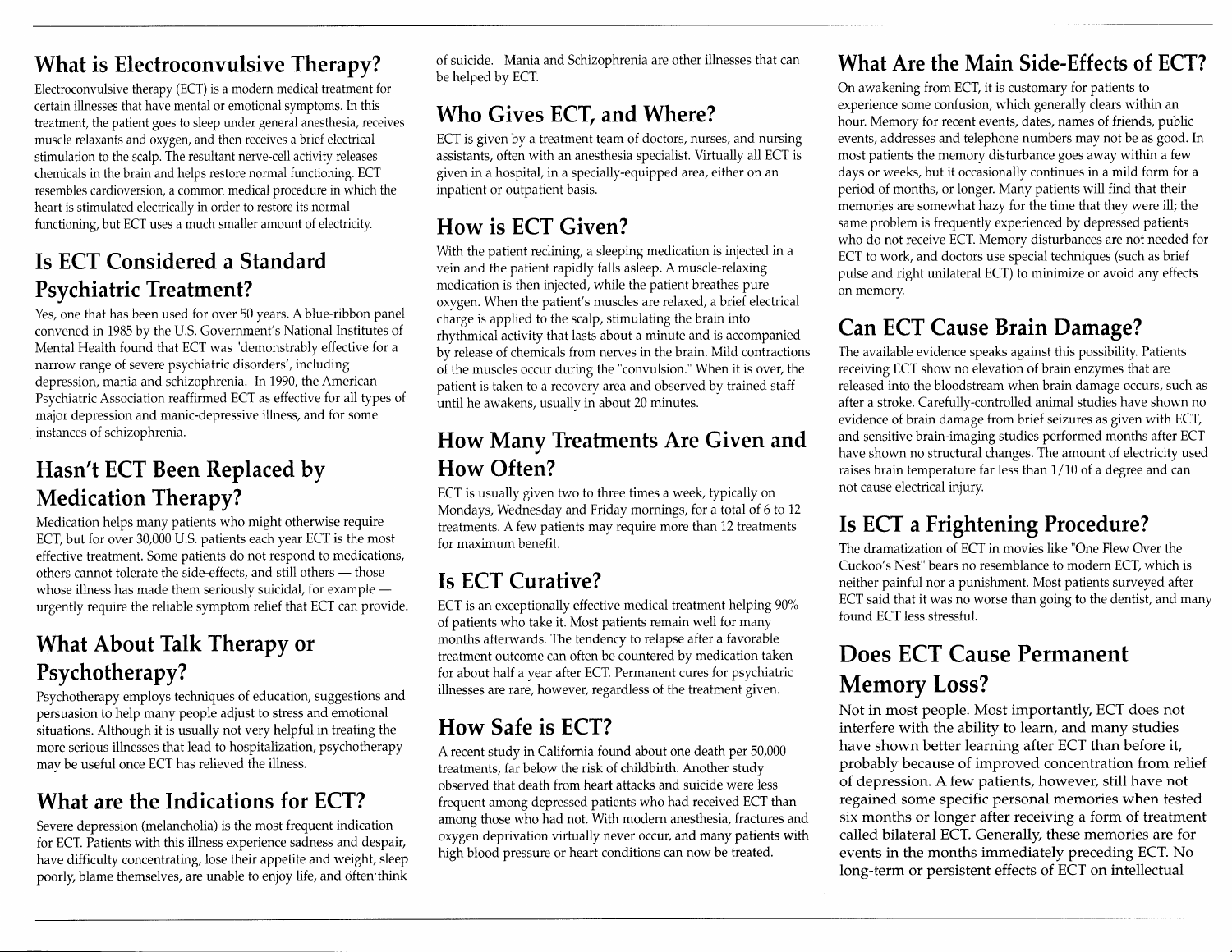## What is Electroconvulsive Therapy?

Electroconvulsive therapy (ECT) is a modern medical treatment for certain illnesses that have mental or emotional symptoms. In this treatment, the patient goes to sleep under general anesthesia, receives muscle relaxants and oxygen, and then receives a brief electrical stimulation to the scalp. The resultant nerve-cell activity releases chemicals in the brain and helps restore normal functioning. ECT resembles cardioversion, a common medical procedure in which the heart is stimulated electrically in order to restore its normal functioning, but ECT uses a much smaller amount of electricity.

## Is ECT Considered a Standard Psychiatric Treatment?

Yes, one that has been used for over 50 years. A blue-ribbon panel convened in 1985 by the U.S. Government's National Institutes of Mental Health found that ECT was "demonstrably effective for a narrow range of severe psychiatric disorders', including depression, mania and schizophrenia. In 1990, the American Psychiatric Association reaffirmed ECT as effective for all types of major depression and manic-depressive illness, and for some instances of schizophrenia.

## Hasn't ECT Been Replaced by Medication Therapy?

Medication helps many patients who might otherwise require ECT, but for over 30,000 U.S. patients each year ECT is the most effective treatment. Some patients do not respond to medications, others cannot tolerate the side-effects, and still others — those whose illness has made them seriously suicidal, for example — urgently require the reliable symptom relief that ECT can provide.

## What About Talk Therapy or Psychotherapy?

Psychotherapy employs techniques of education, suggestions and persuasion to help many people adjust to stress and emotional situations. Although it is usually not very helpful in treating the more serious illnesses that lead to hospitalization, psychotherapy may be useful once ECT has relieved the illness.

## What are the Indications for ECT?

Severe depression (melancholia) is the most frequent indication for ECT. Patients with this illness experience sadness and despair, have difficulty concentrating, lose their appetite and weight, sleep poorly, blame themselves, are unable to enjoy life, and often think of suicide. Mania and Schizophrenia are other illnesses that can be helped by ECT.

## Who Gives ECT, and Where?

ECT is given by a treatment team of doctors, nurses, and nursing assistants, often with an anesthesia specialist. Virtually all ECT is given in a hospital, in a specially-equipped area, either on an inpatient or outpatient basis.

## How is ECT Given?

With the patient reclining, a sleeping medication is injected in a vein and the patient rapidly falls asleep. A muscle-relaxing medication is then injected, while the patient breathes pure oxygen. When the patient's muscles are relaxed, a brief electrical charge is applied to the scalp, stimulating the brain into rhythmical activity that lasts about a minute and is accompanied by release of chemicals from nerves in the brain. Mild contractions of the muscles occur during the "convulsion." When it is over, the patient is taken to a recovery area and observed by trained staff until he awakens, usually in about 20 minutes.

## How Many Treatments Are Given and How Often?

ECT is usually given two to three times a week, typically on Mondays, Wednesday and Friday mornings, for a total of 6 to 12 treatments. A few patients may require more than 12 treatments for maximum benefit.

## Is ECT Curative?

ECT is an exceptionally effective medical treatment helping 90% of patients who take it. Most patients remain well for many months afterwards. The tendency to relapse after a favorable treatment outcome can often be countered by medication taken for about half a year after ECT. Permanent cures for psychiatric illnesses are rare, however, regardless of the treatment given.

## How Safe is ECT?

A recent study in California found about one death per 50,000 treatments, far below the risk of childbirth. Another study observed that death from heart attacks and suicide were less frequent among depressed patients who had received ECT than among those who had not. With modern anesthesia, fractures and oxygen deprivation virtually never occur, and many patients with high blood pressure or heart conditions can now be treated.

## What Are the Main Side-Effects of ECT?

On awakening from ECT, it is customary for patients to experience some confusion, which generally clears within an hour. Memory for recent events, dates, names of friends, public events, addresses and telephone numbers may not be as good. In most patients the memory disturbance goes away within a few days or weeks, but it occasionally continues in a mild form for a period of months, or longer. Many patients will find that their memories are somewhat hazy for the time that they were ill; the same problem is frequently experienced by depressed patients who do not receive ECT. Memory disturbances are not needed for ECT to work, and doctors use special techniques (such as brief pulse and right unilateral ECT) to minimize or avoid any effects on memory.

## Can ECT Cause Brain Damage?

The available evidence speaks against this possibility. Patients receiving ECT show no elevation of brain enzymes that are released into the bloodstream when brain damage occurs, such as after a stroke. Carefully-controlled animal studies have shown no evidence of brain damage from brief seizures as given with ECT, and sensitive brain-imaging studies performed months after ECT have shown no structural changes. The amount of electricity used raises brain temperature far less than 1/10 of a degree and can not cause electrical injury.

## Is ECT a Frightening Procedure?

The dramatization of ECT in movies like "One Flew Over the Cuckoo's Nest" bears no resemblance to modern ECT, which is neither painful nor a punishment. Most patients surveyed after ECT said that it was no worse than going to the dentist, and many found ECT less stressful.

## Does ECT Cause Permanent Memory Loss?

Not in most people. Most importantly, ECT does not interfere with the ability to learn, and many studies have shown better learning after ECT than before it, probably because of improved concentration from relief of depression. A few patients, however, still have not regained some specific personal memories when tested six months or longer after receiving a form of treatment called bilateral ECT. Generally, these memories are for events in the months immediately preceding ECT. No long-term or persistent effects of ECT on intellectual